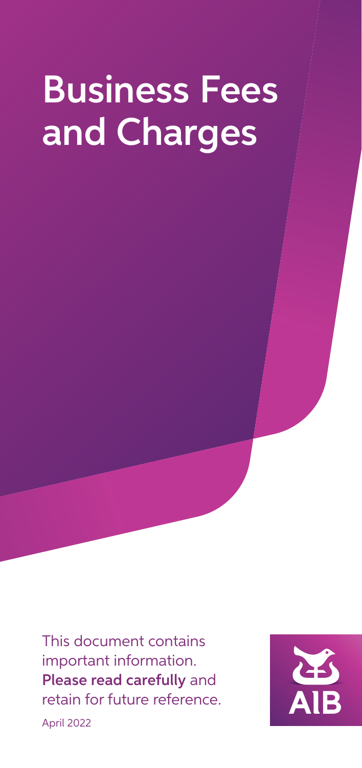# Business Fees and Charges

This document contains important information. **Please read carefully** and retain for future reference.

April 2022

AIB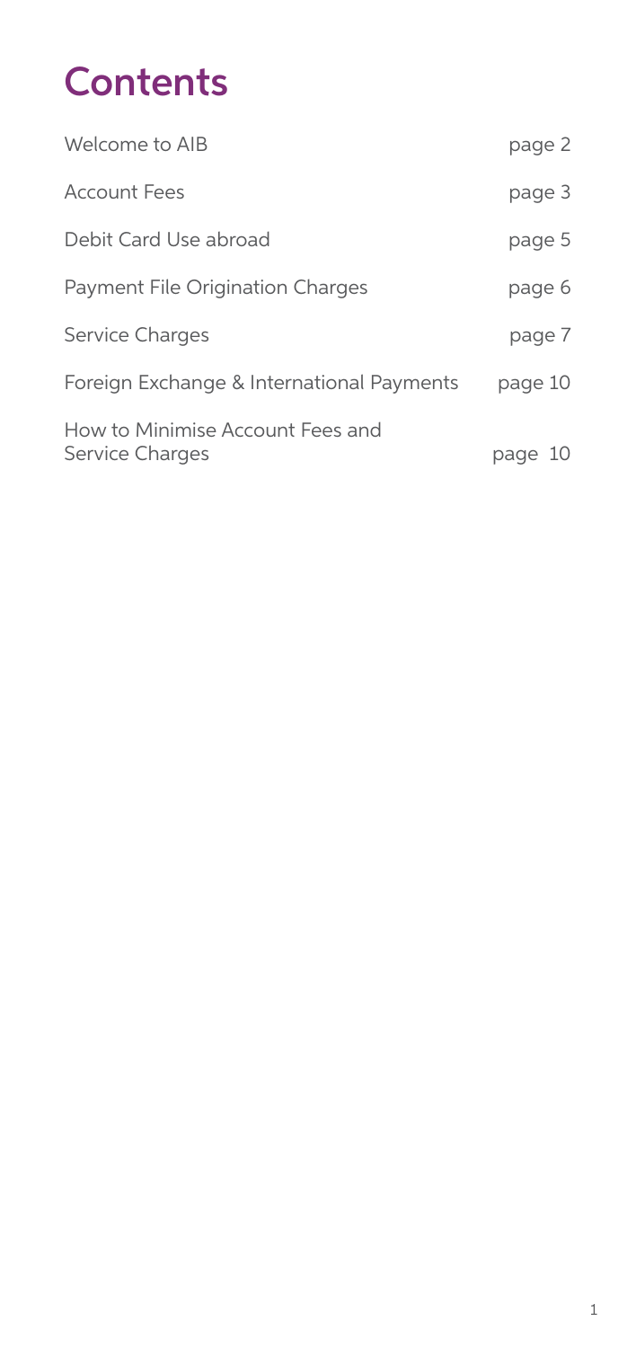# Contents

| | |
|---|---|
| Welcome to AIB | page 2 |
| Account Fees | page 3 |
| Debit Card Use abroad | page 5 |
| Payment File Origination Charges | page 6 |
| Service Charges | page 7 |
| Foreign Exchange & International Payments | page 10 |
| How to Minimise Account Fees and Service Charges | page 10 |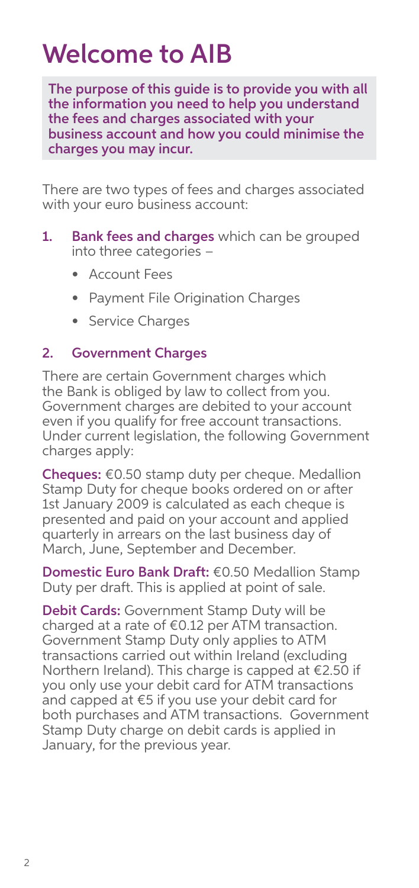# Welcome to AIB

**The purpose of this guide is to provide you with all the information you need to help you understand the fees and charges associated with your business account and how you could minimise the charges you may incur.**

There are two types of fees and charges associated with your euro business account:

1. **Bank fees and charges** which can be grouped into three categories –
   - Account Fees
   - Payment File Origination Charges
   - Service Charges

2. **Government Charges**

There are certain Government charges which the Bank is obliged by law to collect from you. Government charges are debited to your account even if you qualify for free account transactions. Under current legislation, the following Government charges apply:

**Cheques:** €0.50 stamp duty per cheque. Medallion Stamp Duty for cheque books ordered on or after 1st January 2009 is calculated as each cheque is presented and paid on your account and applied quarterly in arrears on the last business day of March, June, September and December.

**Domestic Euro Bank Draft:** €0.50 Medallion Stamp Duty per draft. This is applied at point of sale.

**Debit Cards:** Government Stamp Duty will be charged at a rate of €0.12 per ATM transaction. Government Stamp Duty only applies to ATM transactions carried out within Ireland (excluding Northern Ireland). This charge is capped at €2.50 if you only use your debit card for ATM transactions and capped at €5 if you use your debit card for both purchases and ATM transactions. Government Stamp Duty charge on debit cards is applied in January, for the previous year.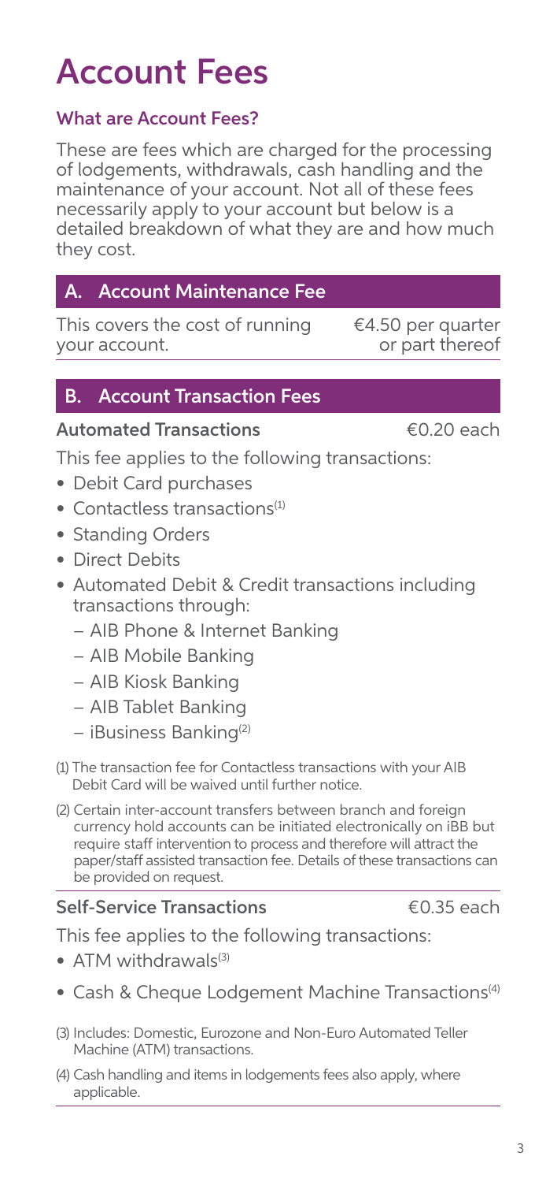# Account Fees

### What are Account Fees?

These are fees which are charged for the processing of lodgements, withdrawals, cash handling and the maintenance of your account. Not all of these fees necessarily apply to your account but below is a detailed breakdown of what they are and how much they cost.

## A. Account Maintenance Fee

| | |
|---|---|
| This covers the cost of running your account. | €4.50 per quarter or part thereof |

## B. Account Transaction Fees

**Automated Transactions** — €0.20 each

This fee applies to the following transactions:

- Debit Card purchases
- Contactless transactions[1]
- Standing Orders
- Direct Debits
- Automated Debit & Credit transactions including transactions through:
  - AIB Phone & Internet Banking
  - AIB Mobile Banking
  - AIB Kiosk Banking
  - AIB Tablet Banking
  - iBusiness Banking[2]

(1) The transaction fee for Contactless transactions with your AIB Debit Card will be waived until further notice.

(2) Certain inter-account transfers between branch and foreign currency hold accounts can be initiated electronically on iBB but require staff intervention to process and therefore will attract the paper/staff assisted transaction fee. Details of these transactions can be provided on request.

**Self-Service Transactions** — €0.35 each

This fee applies to the following transactions:

- ATM withdrawals[3]
- Cash & Cheque Lodgement Machine Transactions[4]

(3) Includes: Domestic, Eurozone and Non-Euro Automated Teller Machine (ATM) transactions.

(4) Cash handling and items in lodgements fees also apply, where applicable.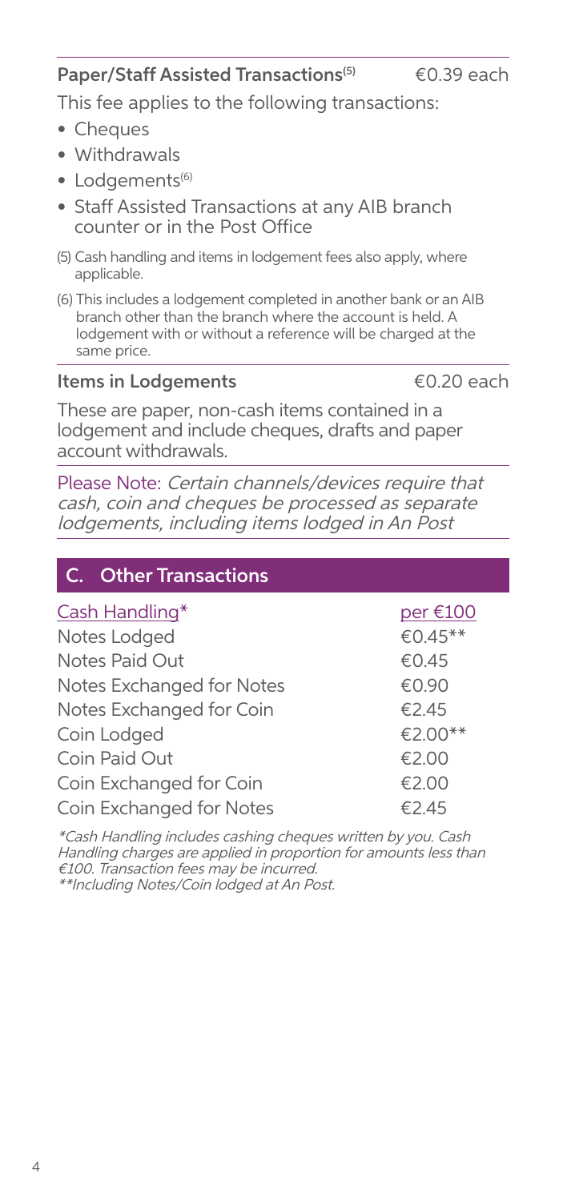### Paper/Staff Assisted Transactions[5] — €0.39 each

This fee applies to the following transactions:

- Cheques
- Withdrawals
- Lodgements[6]
- Staff Assisted Transactions at any AIB branch counter or in the Post Office

(5) Cash handling and items in lodgement fees also apply, where applicable.

(6) This includes a lodgement completed in another bank or an AIB branch other than the branch where the account is held. A lodgement with or without a reference will be charged at the same price.

### Items in Lodgements — €0.20 each

These are paper, non-cash items contained in a lodgement and include cheques, drafts and paper account withdrawals.

Please Note: *Certain channels/devices require that cash, coin and cheques be processed as separate lodgements, including items lodged in An Post*

## C. Other Transactions

| Cash Handling* | per €100 |
| --- | --- |
| Notes Lodged | €0.45** |
| Notes Paid Out | €0.45 |
| Notes Exchanged for Notes | €0.90 |
| Notes Exchanged for Coin | €2.45 |
| Coin Lodged | €2.00** |
| Coin Paid Out | €2.00 |
| Coin Exchanged for Coin | €2.00 |
| Coin Exchanged for Notes | €2.45 |

*\*Cash Handling includes cashing cheques written by you. Cash Handling charges are applied in proportion for amounts less than €100. Transaction fees may be incurred.*
*\*\*Including Notes/Coin lodged at An Post.*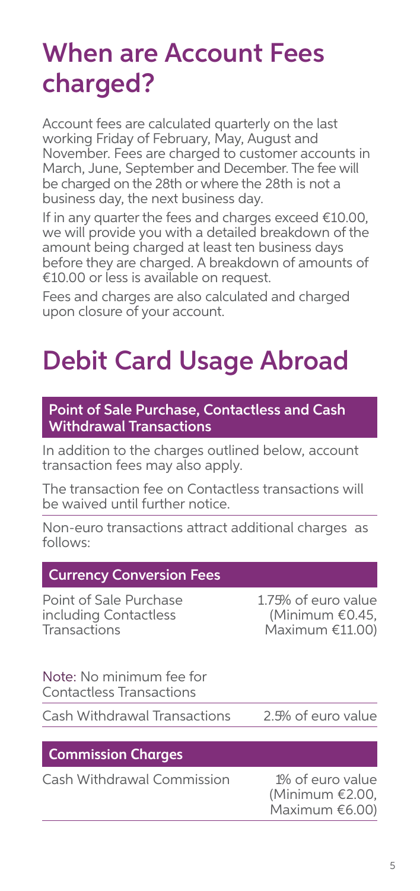# When are Account Fees charged?

Account fees are calculated quarterly on the last working Friday of February, May, August and November. Fees are charged to customer accounts in March, June, September and December. The fee will be charged on the 28th or where the 28th is not a business day, the next business day.

If in any quarter the fees and charges exceed €10.00, we will provide you with a detailed breakdown of the amount being charged at least ten business days before they are charged. A breakdown of amounts of €10.00 or less is available on request.

Fees and charges are also calculated and charged upon closure of your account.

# Debit Card Usage Abroad

## Point of Sale Purchase, Contactless and Cash Withdrawal Transactions

In addition to the charges outlined below, account transaction fees may also apply.

The transaction fee on Contactless transactions will be waived until further notice.

Non-euro transactions attract additional charges as follows:

| Currency Conversion Fees | |
|---|---|
| Point of Sale Purchase including Contactless Transactions<br><br>Note: No minimum fee for Contactless Transactions | 1.75% of euro value (Minimum €0.45, Maximum €11.00) |
| Cash Withdrawal Transactions | 2.5% of euro value |

| Commission Charges | |
|---|---|
| Cash Withdrawal Commission | 1% of euro value (Minimum €2.00, Maximum €6.00) |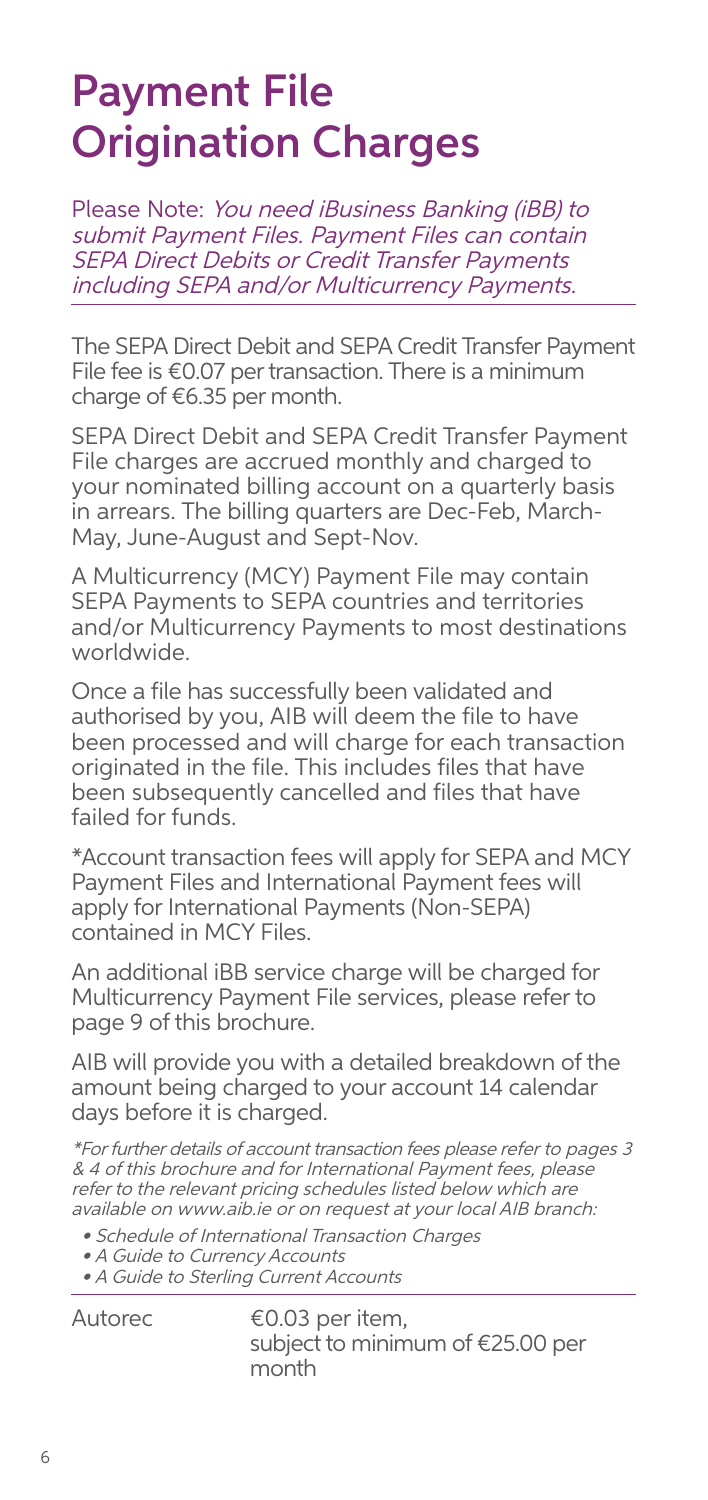# Payment File Origination Charges

Please Note: *You need iBusiness Banking (iBB) to submit Payment Files. Payment Files can contain SEPA Direct Debits or Credit Transfer Payments including SEPA and/or Multicurrency Payments.*

The SEPA Direct Debit and SEPA Credit Transfer Payment File fee is €0.07 per transaction. There is a minimum charge of €6.35 per month.

SEPA Direct Debit and SEPA Credit Transfer Payment File charges are accrued monthly and charged to your nominated billing account on a quarterly basis in arrears. The billing quarters are Dec-Feb, March-May, June-August and Sept-Nov.

A Multicurrency (MCY) Payment File may contain SEPA Payments to SEPA countries and territories and/or Multicurrency Payments to most destinations worldwide.

Once a file has successfully been validated and authorised by you, AIB will deem the file to have been processed and will charge for each transaction originated in the file. This includes files that have been subsequently cancelled and files that have failed for funds.

*Account transaction fees will apply for SEPA and MCY Payment Files and International Payment fees will apply for International Payments (Non-SEPA) contained in MCY Files.

An additional iBB service charge will be charged for Multicurrency Payment File services, please refer to page 9 of this brochure.

AIB will provide you with a detailed breakdown of the amount being charged to your account 14 calendar days before it is charged.

*\*For further details of account transaction fees please refer to pages 3 & 4 of this brochure and for International Payment fees, please refer to the relevant pricing schedules listed below which are available on www.aib.ie or on request at your local AIB branch:*

- *Schedule of International Transaction Charges*
- *A Guide to Currency Accounts*
- *A Guide to Sterling Current Accounts*

| | |
|---|---|
| Autorec | €0.03 per item, subject to minimum of €25.00 per month |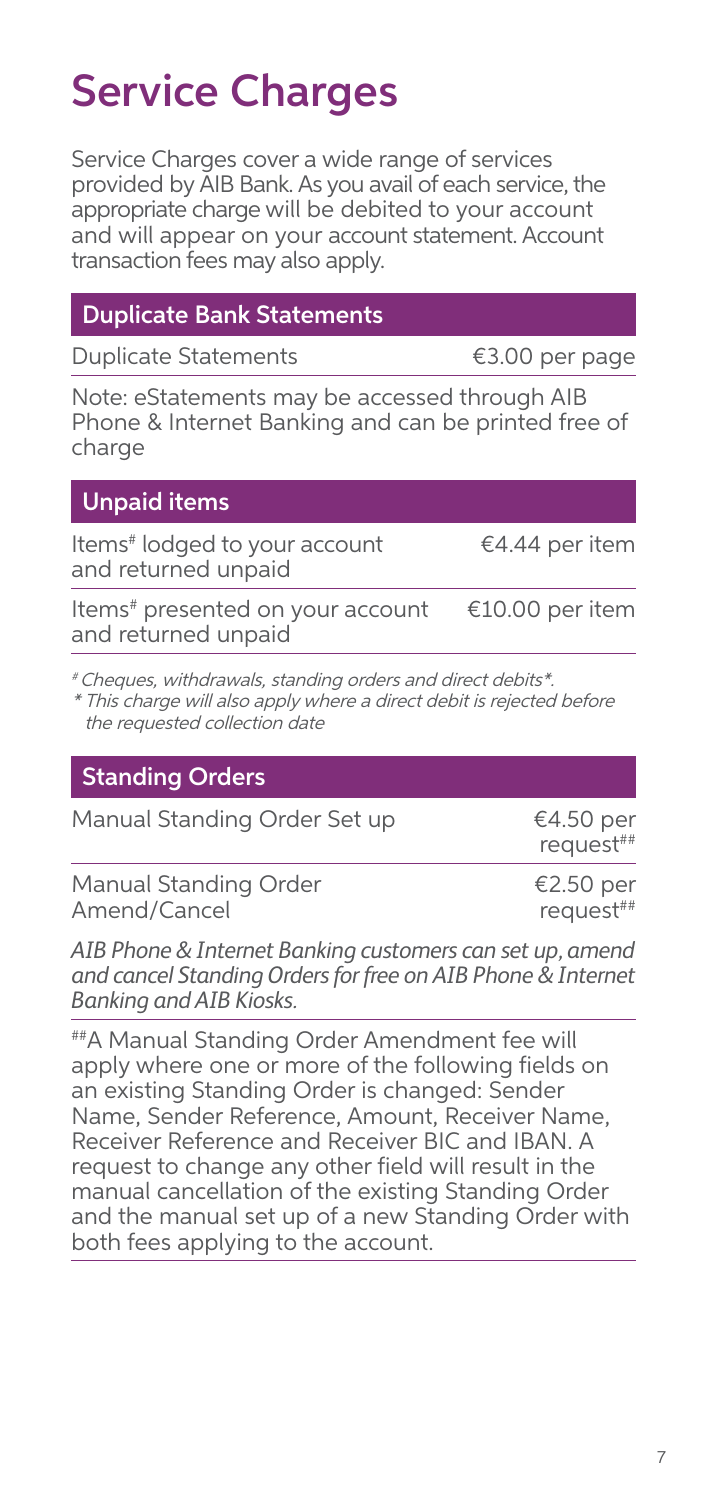# Service Charges

Service Charges cover a wide range of services provided by AIB Bank. As you avail of each service, the appropriate charge will be debited to your account and will appear on your account statement. Account transaction fees may also apply.

| Duplicate Bank Statements | |
|---|---|
| Duplicate Statements | €3.00 per page |

Note: eStatements may be accessed through AIB Phone & Internet Banking and can be printed free of charge

| Unpaid items | |
|---|---|
| Items# lodged to your account and returned unpaid | €4.44 per item |
| Items# presented on your account and returned unpaid | €10.00 per item |

*# Cheques, withdrawals, standing orders and direct debits*.*
** This charge will also apply where a direct debit is rejected before the requested collection date*

| Standing Orders | |
|---|---|
| Manual Standing Order Set up | €4.50 per request## |
| Manual Standing Order Amend/Cancel | €2.50 per request## |

*AIB Phone & Internet Banking customers can set up, amend and cancel Standing Orders for free on AIB Phone & Internet Banking and AIB Kiosks.*

##A Manual Standing Order Amendment fee will apply where one or more of the following fields on an existing Standing Order is changed: Sender Name, Sender Reference, Amount, Receiver Name, Receiver Reference and Receiver BIC and IBAN. A request to change any other field will result in the manual cancellation of the existing Standing Order and the manual set up of a new Standing Order with both fees applying to the account.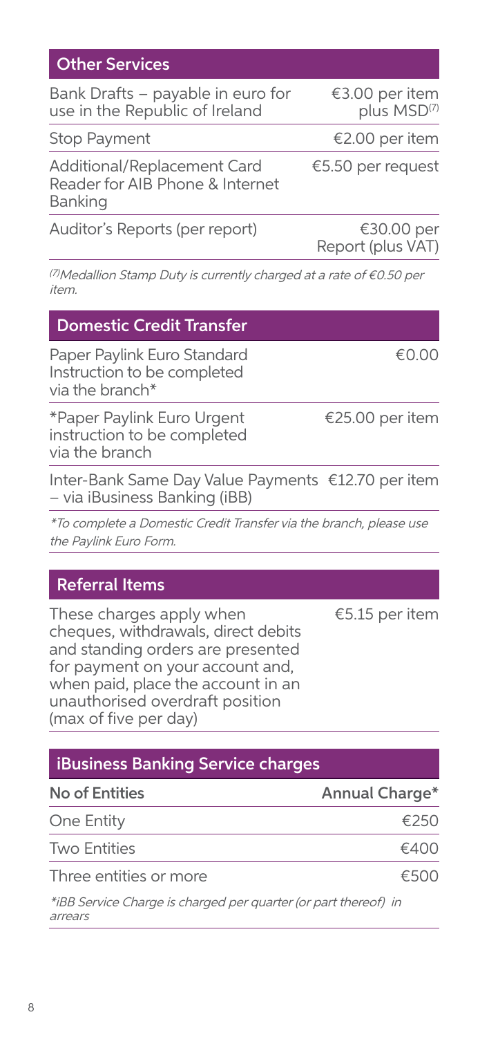## Other Services

| Service | Charge |
|---|---|
| Bank Drafts – payable in euro for use in the Republic of Ireland | €3.00 per item plus MSD[7] |
| Stop Payment | €2.00 per item |
| Additional/Replacement Card Reader for AIB Phone & Internet Banking | €5.50 per request |
| Auditor's Reports (per report) | €30.00 per Report (plus VAT) |

*[7]Medallion Stamp Duty is currently charged at a rate of €0.50 per item.*

## Domestic Credit Transfer

| Service | Charge |
|---|---|
| Paper Paylink Euro Standard Instruction to be completed via the branch* | €0.00 |
| *Paper Paylink Euro Urgent instruction to be completed via the branch | €25.00 per item |
| Inter-Bank Same Day Value Payments – via iBusiness Banking (iBB) | €12.70 per item |

*\*To complete a Domestic Credit Transfer via the branch, please use the Paylink Euro Form.*

## Referral Items

| Service | Charge |
|---|---|
| These charges apply when cheques, withdrawals, direct debits and standing orders are presented for payment on your account and, when paid, place the account in an unauthorised overdraft position (max of five per day) | €5.15 per item |

## iBusiness Banking Service charges

| No of Entities | Annual Charge* |
|---|---|
| One Entity | €250 |
| Two Entities | €400 |
| Three entities or more | €500 |

*\*iBB Service Charge is charged per quarter (or part thereof) in arrears*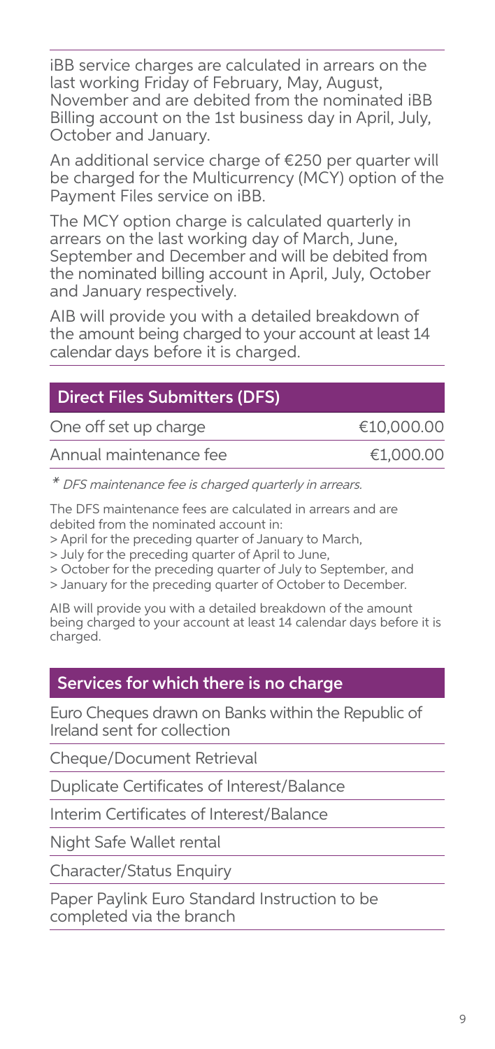iBB service charges are calculated in arrears on the last working Friday of February, May, August, November and are debited from the nominated iBB Billing account on the 1st business day in April, July, October and January.

An additional service charge of €250 per quarter will be charged for the Multicurrency (MCY) option of the Payment Files service on iBB.

The MCY option charge is calculated quarterly in arrears on the last working day of March, June, September and December and will be debited from the nominated billing account in April, July, October and January respectively.

AIB will provide you with a detailed breakdown of the amount being charged to your account at least 14 calendar days before it is charged.

| Direct Files Submitters (DFS) | |
|---|---|
| One off set up charge | €10,000.00 |
| Annual maintenance fee | €1,000.00 |

*\* DFS maintenance fee is charged quarterly in arrears.*

The DFS maintenance fees are calculated in arrears and are debited from the nominated account in:

> April for the preceding quarter of January to March,
> July for the preceding quarter of April to June,
> October for the preceding quarter of July to September, and
> January for the preceding quarter of October to December.

AIB will provide you with a detailed breakdown of the amount being charged to your account at least 14 calendar days before it is charged.

| Services for which there is no charge |
|---|
| Euro Cheques drawn on Banks within the Republic of Ireland sent for collection |
| Cheque/Document Retrieval |
| Duplicate Certificates of Interest/Balance |
| Interim Certificates of Interest/Balance |
| Night Safe Wallet rental |
| Character/Status Enquiry |
| Paper Paylink Euro Standard Instruction to be completed via the branch |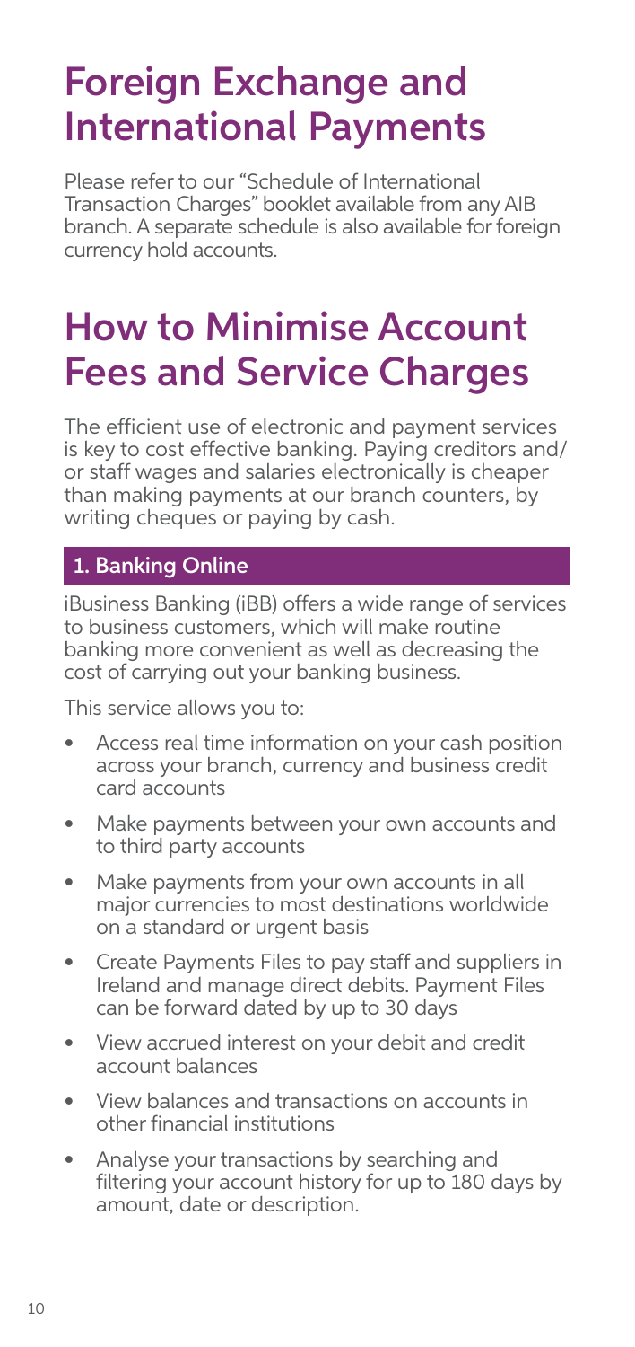# Foreign Exchange and International Payments

Please refer to our "Schedule of International Transaction Charges" booklet available from any AIB branch. A separate schedule is also available for foreign currency hold accounts.

# How to Minimise Account Fees and Service Charges

The efficient use of electronic and payment services is key to cost effective banking. Paying creditors and/or staff wages and salaries electronically is cheaper than making payments at our branch counters, by writing cheques or paying by cash.

## 1. Banking Online

iBusiness Banking (iBB) offers a wide range of services to business customers, which will make routine banking more convenient as well as decreasing the cost of carrying out your banking business.

This service allows you to:

- Access real time information on your cash position across your branch, currency and business credit card accounts
- Make payments between your own accounts and to third party accounts
- Make payments from your own accounts in all major currencies to most destinations worldwide on a standard or urgent basis
- Create Payments Files to pay staff and suppliers in Ireland and manage direct debits. Payment Files can be forward dated by up to 30 days
- View accrued interest on your debit and credit account balances
- View balances and transactions on accounts in other financial institutions
- Analyse your transactions by searching and filtering your account history for up to 180 days by amount, date or description.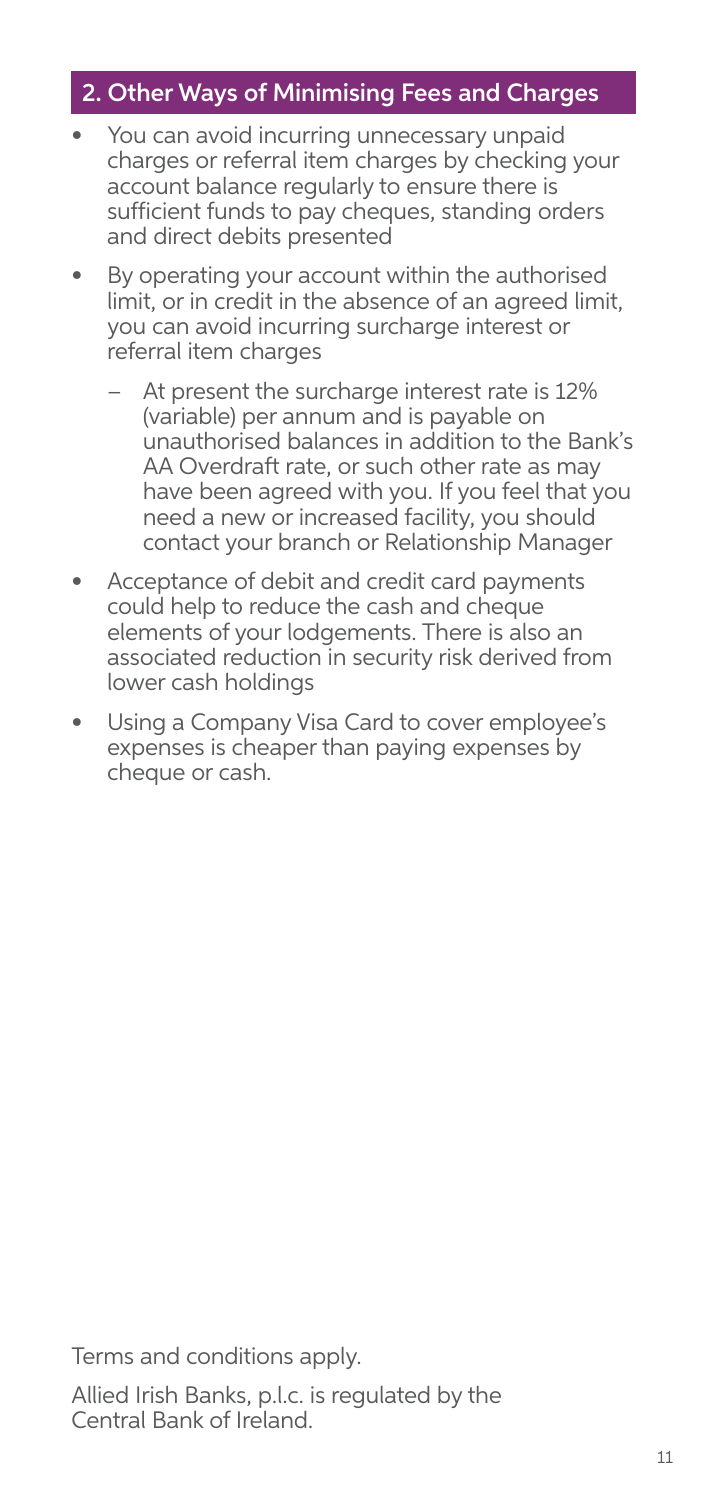## 2. Other Ways of Minimising Fees and Charges

- You can avoid incurring unnecessary unpaid charges or referral item charges by checking your account balance regularly to ensure there is sufficient funds to pay cheques, standing orders and direct debits presented
- By operating your account within the authorised limit, or in credit in the absence of an agreed limit, you can avoid incurring surcharge interest or referral item charges
  - At present the surcharge interest rate is 12% (variable) per annum and is payable on unauthorised balances in addition to the Bank's AA Overdraft rate, or such other rate as may have been agreed with you. If you feel that you need a new or increased facility, you should contact your branch or Relationship Manager
- Acceptance of debit and credit card payments could help to reduce the cash and cheque elements of your lodgements. There is also an associated reduction in security risk derived from lower cash holdings
- Using a Company Visa Card to cover employee's expenses is cheaper than paying expenses by cheque or cash.

Terms and conditions apply.

Allied Irish Banks, p.l.c. is regulated by the Central Bank of Ireland.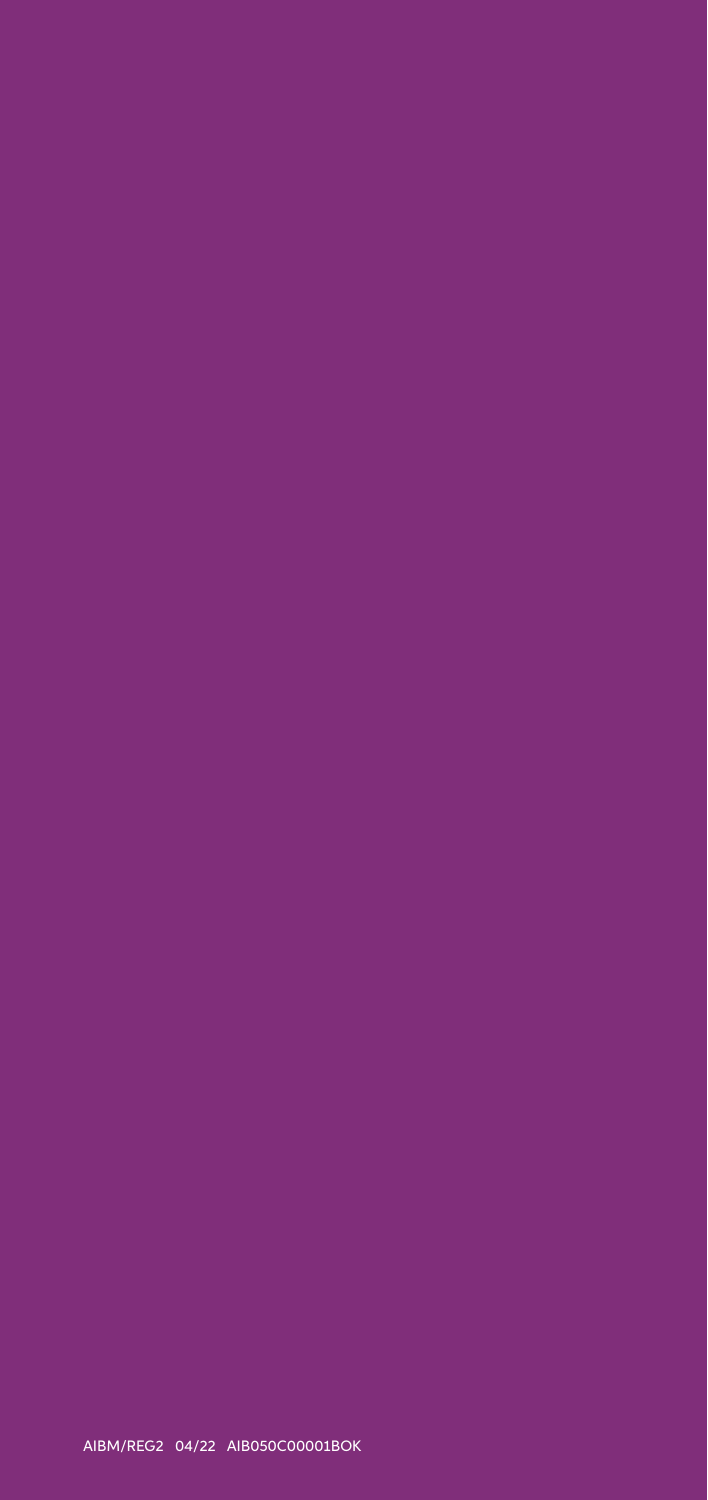AIBM/REG2 04/22 AIB050C00001BOK